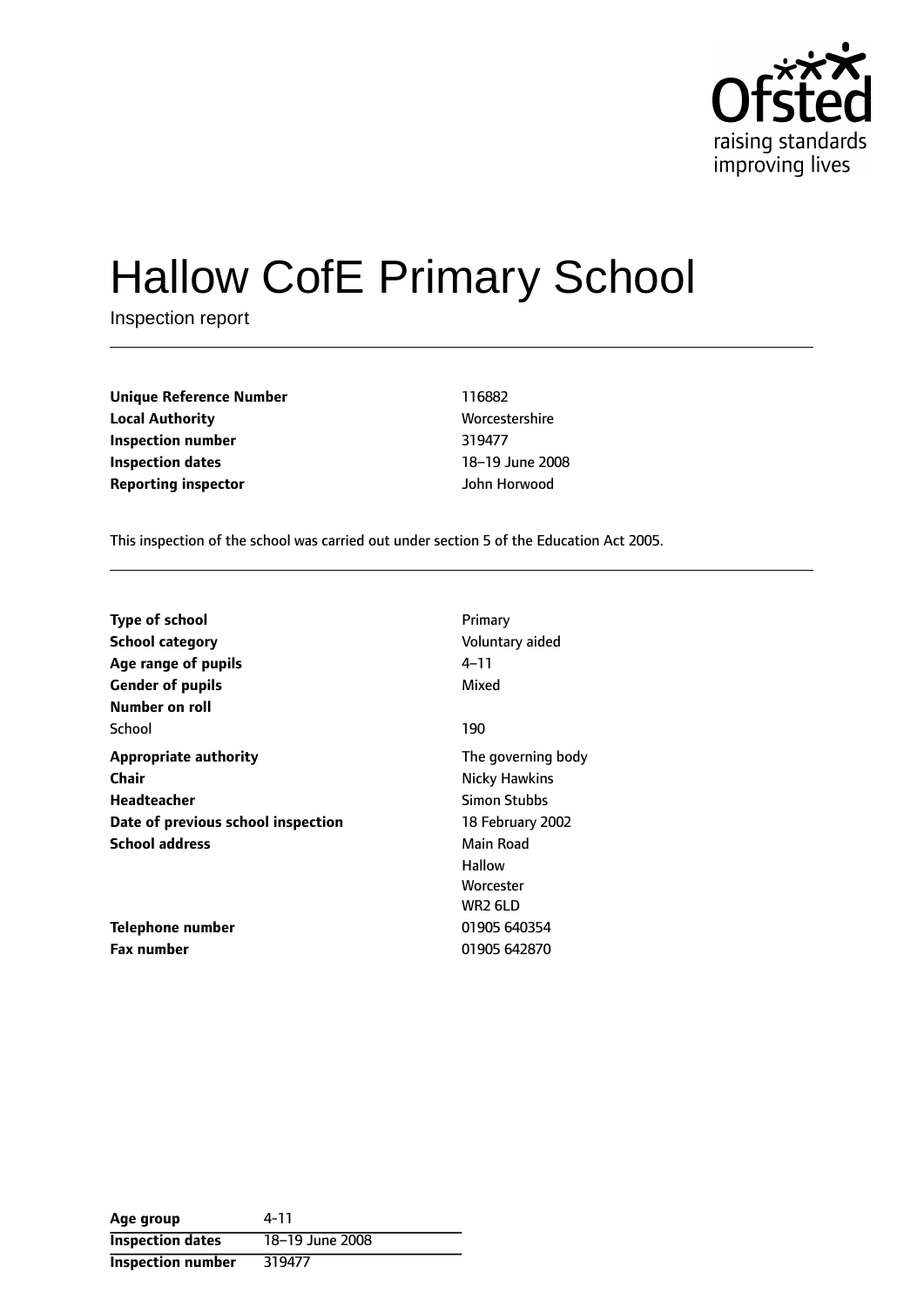Ofsted
raising standards
improving lives

# Hallow CofE Primary School

Inspection report

| | |
|---|---|
| **Unique Reference Number** | 116882 |
| **Local Authority** | Worcestershire |
| **Inspection number** | 319477 |
| **Inspection dates** | 18–19 June 2008 |
| **Reporting inspector** | John Horwood |

This inspection of the school was carried out under section 5 of the Education Act 2005.

| | |
|---|---|
| **Type of school** | Primary |
| **School category** | Voluntary aided |
| **Age range of pupils** | 4–11 |
| **Gender of pupils** | Mixed |
| **Number on roll** | |
| School | 190 |
| **Appropriate authority** | The governing body |
| **Chair** | Nicky Hawkins |
| **Headteacher** | Simon Stubbs |
| **Date of previous school inspection** | 18 February 2002 |
| **School address** | Main Road<br>Hallow<br>Worcester<br>WR2 6LD |
| **Telephone number** | 01905 640354 |
| **Fax number** | 01905 642870 |

| | |
|---|---|
| **Age group** | 4-11 |
| **Inspection dates** | 18–19 June 2008 |
| **Inspection number** | 319477 |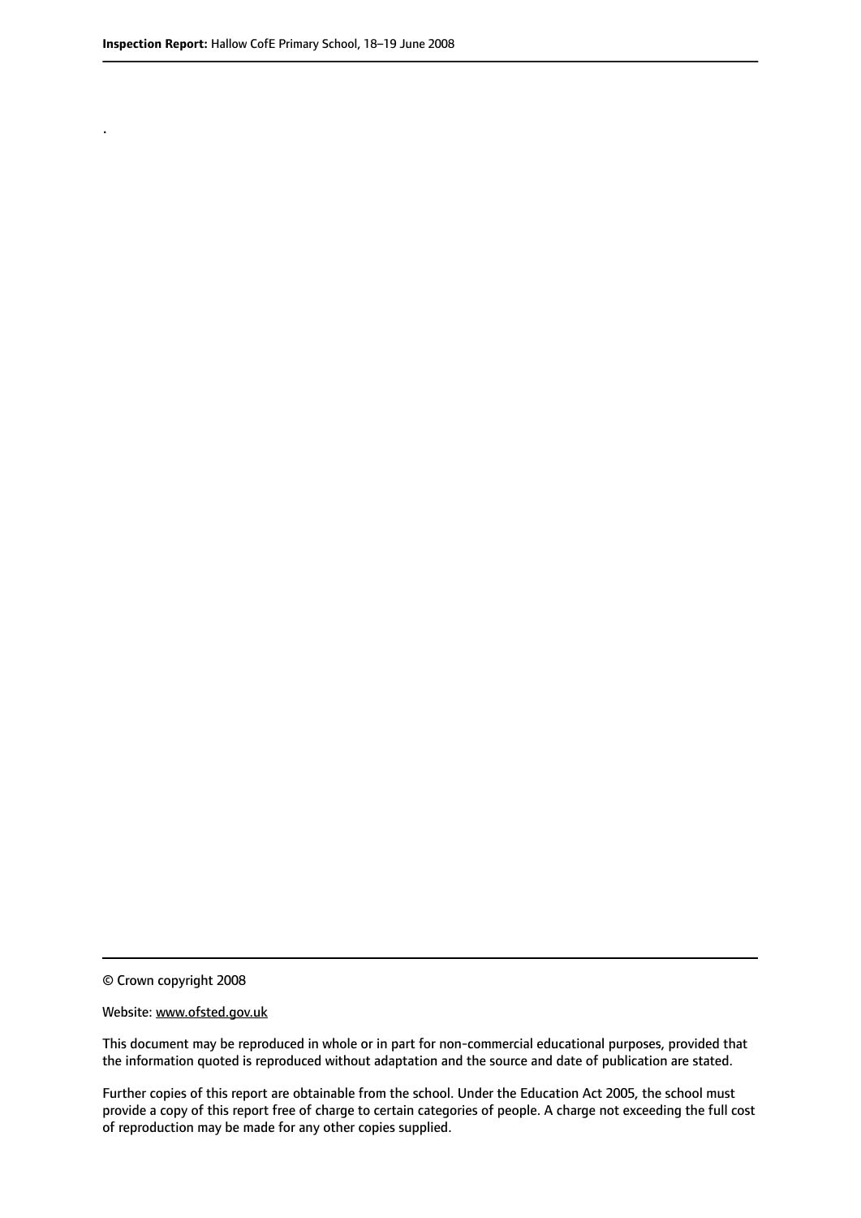.

© Crown copyright 2008

Website: www.ofsted.gov.uk

This document may be reproduced in whole or in part for non-commercial educational purposes, provided that the information quoted is reproduced without adaptation and the source and date of publication are stated.

Further copies of this report are obtainable from the school. Under the Education Act 2005, the school must provide a copy of this report free of charge to certain categories of people. A charge not exceeding the full cost of reproduction may be made for any other copies supplied.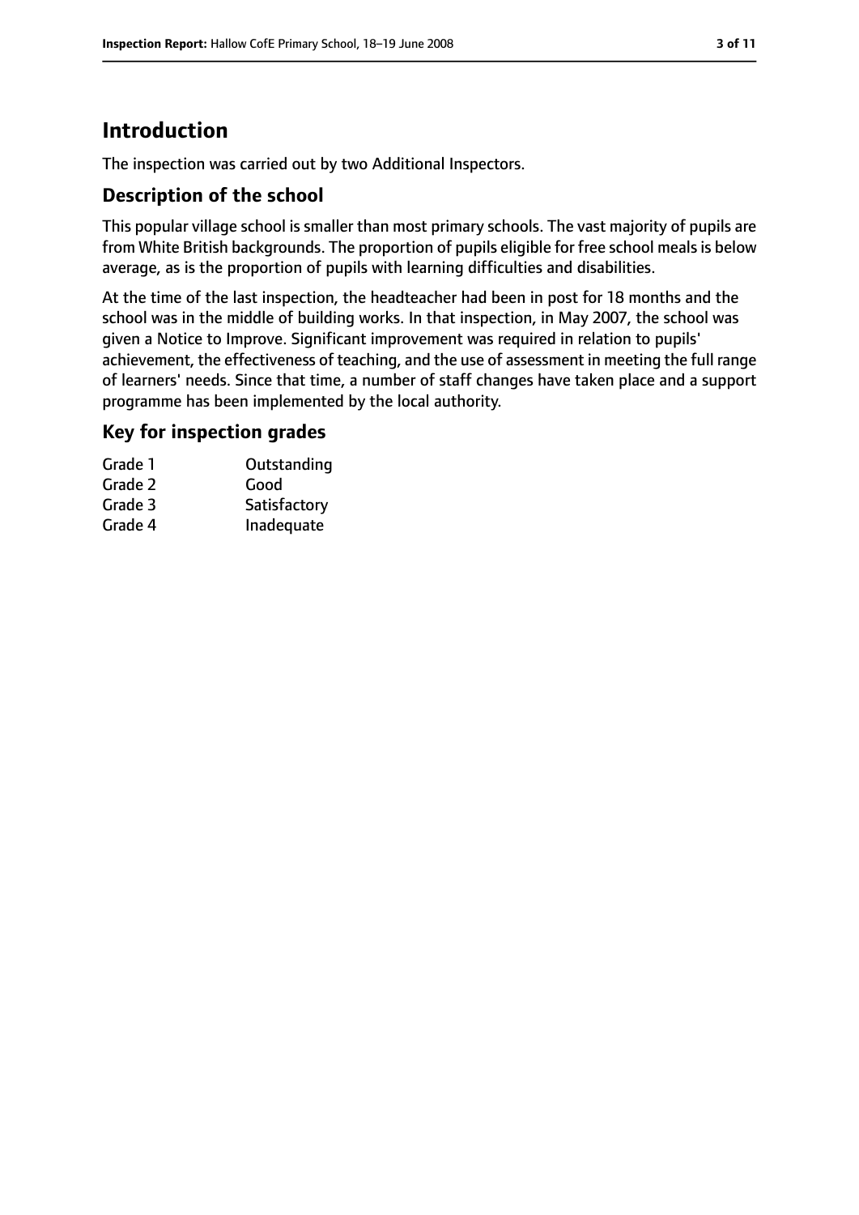# Introduction

The inspection was carried out by two Additional Inspectors.

## Description of the school

This popular village school is smaller than most primary schools. The vast majority of pupils are from White British backgrounds. The proportion of pupils eligible for free school meals is below average, as is the proportion of pupils with learning difficulties and disabilities.

At the time of the last inspection, the headteacher had been in post for 18 months and the school was in the middle of building works. In that inspection, in May 2007, the school was given a Notice to Improve. Significant improvement was required in relation to pupils' achievement, the effectiveness of teaching, and the use of assessment in meeting the full range of learners' needs. Since that time, a number of staff changes have taken place and a support programme has been implemented by the local authority.

## Key for inspection grades

| | |
|---|---|
| Grade 1 | Outstanding |
| Grade 2 | Good |
| Grade 3 | Satisfactory |
| Grade 4 | Inadequate |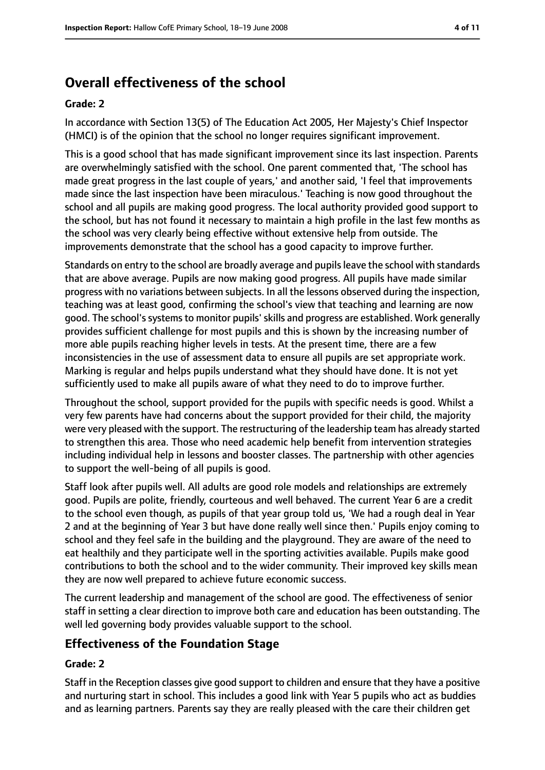## Overall effectiveness of the school

**Grade: 2**

In accordance with Section 13(5) of The Education Act 2005, Her Majesty's Chief Inspector (HMCI) is of the opinion that the school no longer requires significant improvement.

This is a good school that has made significant improvement since its last inspection. Parents are overwhelmingly satisfied with the school. One parent commented that, 'The school has made great progress in the last couple of years,' and another said, 'I feel that improvements made since the last inspection have been miraculous.' Teaching is now good throughout the school and all pupils are making good progress. The local authority provided good support to the school, but has not found it necessary to maintain a high profile in the last few months as the school was very clearly being effective without extensive help from outside. The improvements demonstrate that the school has a good capacity to improve further.

Standards on entry to the school are broadly average and pupils leave the school with standards that are above average. Pupils are now making good progress. All pupils have made similar progress with no variations between subjects. In all the lessons observed during the inspection, teaching was at least good, confirming the school's view that teaching and learning are now good. The school's systems to monitor pupils' skills and progress are established. Work generally provides sufficient challenge for most pupils and this is shown by the increasing number of more able pupils reaching higher levels in tests. At the present time, there are a few inconsistencies in the use of assessment data to ensure all pupils are set appropriate work. Marking is regular and helps pupils understand what they should have done. It is not yet sufficiently used to make all pupils aware of what they need to do to improve further.

Throughout the school, support provided for the pupils with specific needs is good. Whilst a very few parents have had concerns about the support provided for their child, the majority were very pleased with the support. The restructuring of the leadership team has already started to strengthen this area. Those who need academic help benefit from intervention strategies including individual help in lessons and booster classes. The partnership with other agencies to support the well-being of all pupils is good.

Staff look after pupils well. All adults are good role models and relationships are extremely good. Pupils are polite, friendly, courteous and well behaved. The current Year 6 are a credit to the school even though, as pupils of that year group told us, 'We had a rough deal in Year 2 and at the beginning of Year 3 but have done really well since then.' Pupils enjoy coming to school and they feel safe in the building and the playground. They are aware of the need to eat healthily and they participate well in the sporting activities available. Pupils make good contributions to both the school and to the wider community. Their improved key skills mean they are now well prepared to achieve future economic success.

The current leadership and management of the school are good. The effectiveness of senior staff in setting a clear direction to improve both care and education has been outstanding. The well led governing body provides valuable support to the school.

### Effectiveness of the Foundation Stage

**Grade: 2**

Staff in the Reception classes give good support to children and ensure that they have a positive and nurturing start in school. This includes a good link with Year 5 pupils who act as buddies and as learning partners. Parents say they are really pleased with the care their children get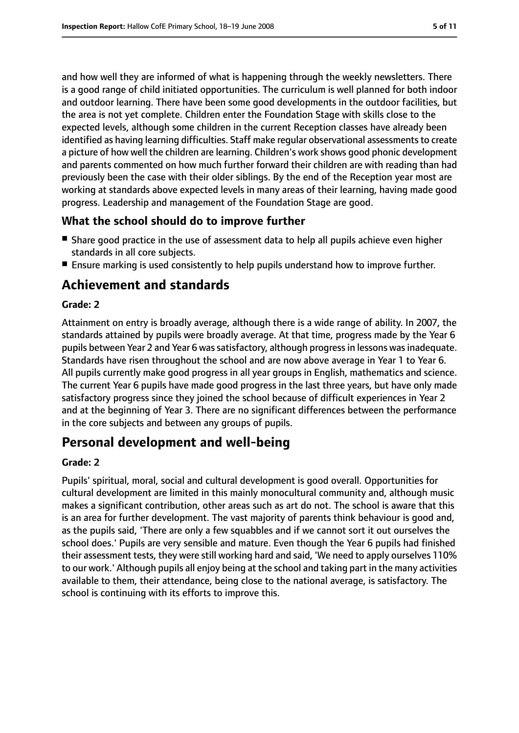and how well they are informed of what is happening through the weekly newsletters. There is a good range of child initiated opportunities. The curriculum is well planned for both indoor and outdoor learning. There have been some good developments in the outdoor facilities, but the area is not yet complete. Children enter the Foundation Stage with skills close to the expected levels, although some children in the current Reception classes have already been identified as having learning difficulties. Staff make regular observational assessments to create a picture of how well the children are learning. Children's work shows good phonic development and parents commented on how much further forward their children are with reading than had previously been the case with their older siblings. By the end of the Reception year most are working at standards above expected levels in many areas of their learning, having made good progress. Leadership and management of the Foundation Stage are good.

### What the school should do to improve further

- Share good practice in the use of assessment data to help all pupils achieve even higher standards in all core subjects.
- Ensure marking is used consistently to help pupils understand how to improve further.

## Achievement and standards

#### Grade: 2

Attainment on entry is broadly average, although there is a wide range of ability. In 2007, the standards attained by pupils were broadly average. At that time, progress made by the Year 6 pupils between Year 2 and Year 6 was satisfactory, although progress in lessons was inadequate. Standards have risen throughout the school and are now above average in Year 1 to Year 6. All pupils currently make good progress in all year groups in English, mathematics and science. The current Year 6 pupils have made good progress in the last three years, but have only made satisfactory progress since they joined the school because of difficult experiences in Year 2 and at the beginning of Year 3. There are no significant differences between the performance in the core subjects and between any groups of pupils.

## Personal development and well-being

#### Grade: 2

Pupils' spiritual, moral, social and cultural development is good overall. Opportunities for cultural development are limited in this mainly monocultural community and, although music makes a significant contribution, other areas such as art do not. The school is aware that this is an area for further development. The vast majority of parents think behaviour is good and, as the pupils said, 'There are only a few squabbles and if we cannot sort it out ourselves the school does.' Pupils are very sensible and mature. Even though the Year 6 pupils had finished their assessment tests, they were still working hard and said, 'We need to apply ourselves 110% to our work.' Although pupils all enjoy being at the school and taking part in the many activities available to them, their attendance, being close to the national average, is satisfactory. The school is continuing with its efforts to improve this.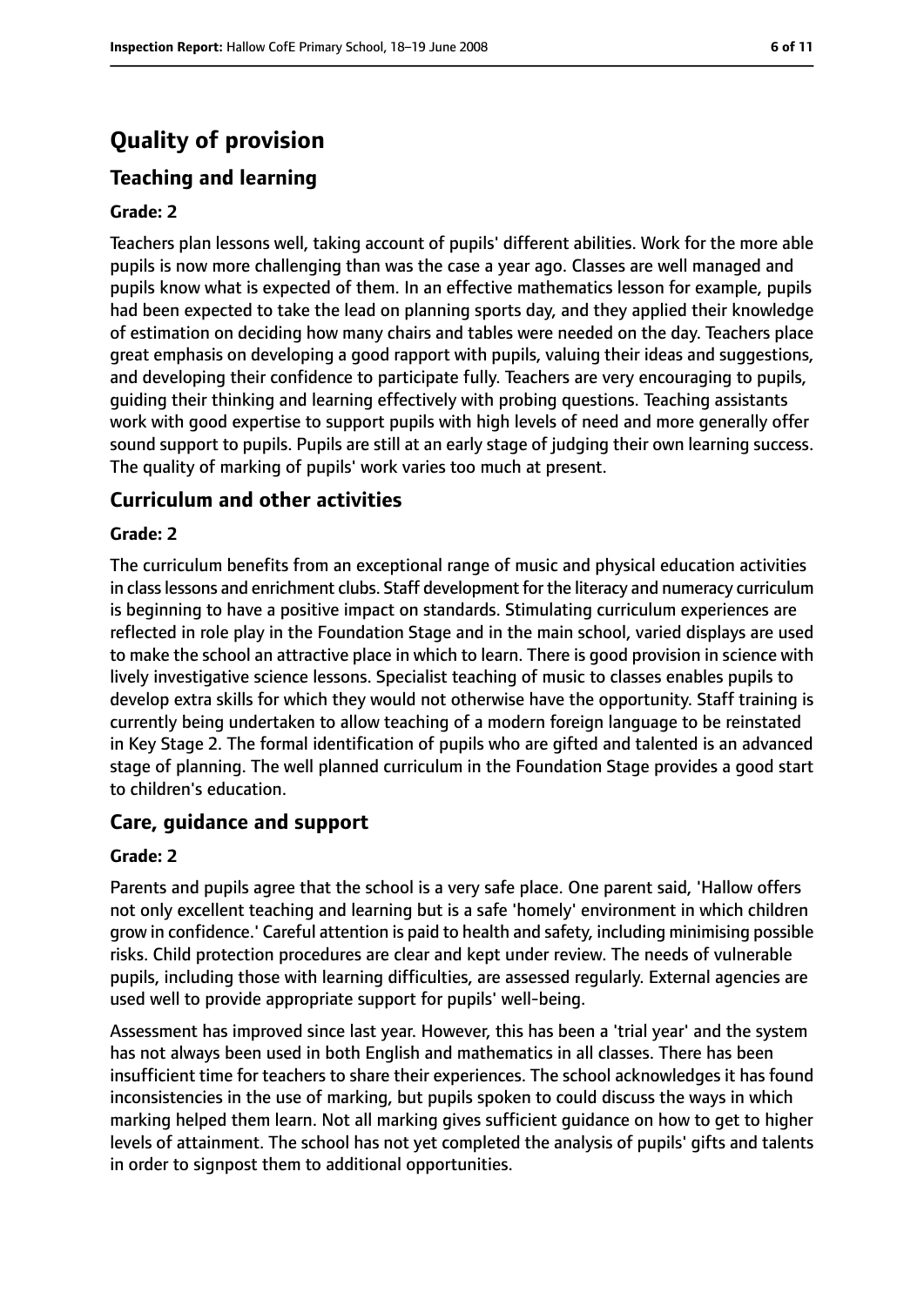# Quality of provision

## Teaching and learning

### Grade: 2

Teachers plan lessons well, taking account of pupils' different abilities. Work for the more able pupils is now more challenging than was the case a year ago. Classes are well managed and pupils know what is expected of them. In an effective mathematics lesson for example, pupils had been expected to take the lead on planning sports day, and they applied their knowledge of estimation on deciding how many chairs and tables were needed on the day. Teachers place great emphasis on developing a good rapport with pupils, valuing their ideas and suggestions, and developing their confidence to participate fully. Teachers are very encouraging to pupils, guiding their thinking and learning effectively with probing questions. Teaching assistants work with good expertise to support pupils with high levels of need and more generally offer sound support to pupils. Pupils are still at an early stage of judging their own learning success. The quality of marking of pupils' work varies too much at present.

## Curriculum and other activities

### Grade: 2

The curriculum benefits from an exceptional range of music and physical education activities in class lessons and enrichment clubs. Staff development for the literacy and numeracy curriculum is beginning to have a positive impact on standards. Stimulating curriculum experiences are reflected in role play in the Foundation Stage and in the main school, varied displays are used to make the school an attractive place in which to learn. There is good provision in science with lively investigative science lessons. Specialist teaching of music to classes enables pupils to develop extra skills for which they would not otherwise have the opportunity. Staff training is currently being undertaken to allow teaching of a modern foreign language to be reinstated in Key Stage 2. The formal identification of pupils who are gifted and talented is an advanced stage of planning. The well planned curriculum in the Foundation Stage provides a good start to children's education.

## Care, guidance and support

### Grade: 2

Parents and pupils agree that the school is a very safe place. One parent said, 'Hallow offers not only excellent teaching and learning but is a safe 'homely' environment in which children grow in confidence.' Careful attention is paid to health and safety, including minimising possible risks. Child protection procedures are clear and kept under review. The needs of vulnerable pupils, including those with learning difficulties, are assessed regularly. External agencies are used well to provide appropriate support for pupils' well-being.

Assessment has improved since last year. However, this has been a 'trial year' and the system has not always been used in both English and mathematics in all classes. There has been insufficient time for teachers to share their experiences. The school acknowledges it has found inconsistencies in the use of marking, but pupils spoken to could discuss the ways in which marking helped them learn. Not all marking gives sufficient guidance on how to get to higher levels of attainment. The school has not yet completed the analysis of pupils' gifts and talents in order to signpost them to additional opportunities.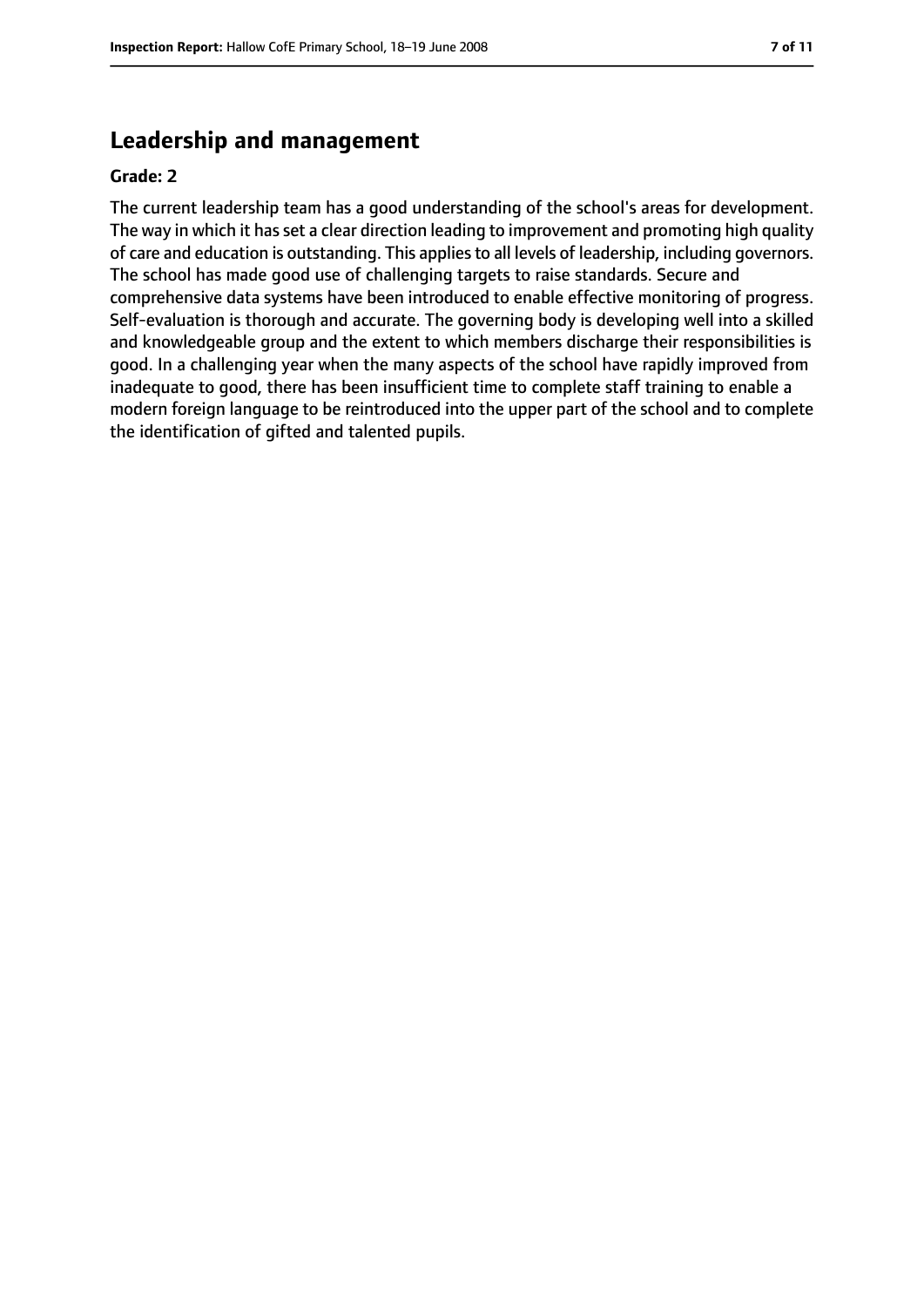## Leadership and management

**Grade: 2**

The current leadership team has a good understanding of the school's areas for development. The way in which it has set a clear direction leading to improvement and promoting high quality of care and education is outstanding. This applies to all levels of leadership, including governors. The school has made good use of challenging targets to raise standards. Secure and comprehensive data systems have been introduced to enable effective monitoring of progress. Self-evaluation is thorough and accurate. The governing body is developing well into a skilled and knowledgeable group and the extent to which members discharge their responsibilities is good. In a challenging year when the many aspects of the school have rapidly improved from inadequate to good, there has been insufficient time to complete staff training to enable a modern foreign language to be reintroduced into the upper part of the school and to complete the identification of gifted and talented pupils.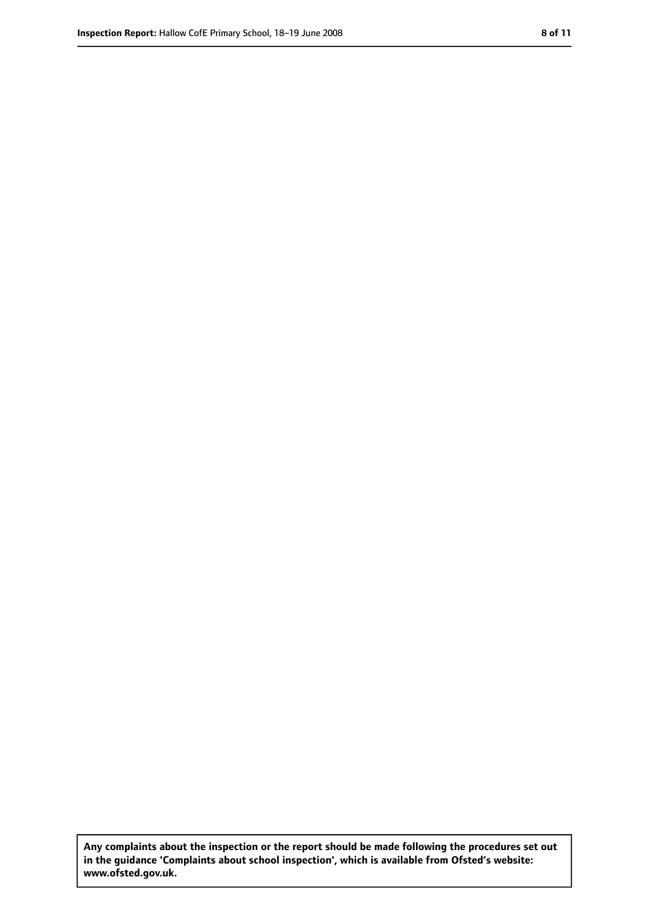**Any complaints about the inspection or the report should be made following the procedures set out in the guidance 'Complaints about school inspection', which is available from Ofsted's website: www.ofsted.gov.uk.**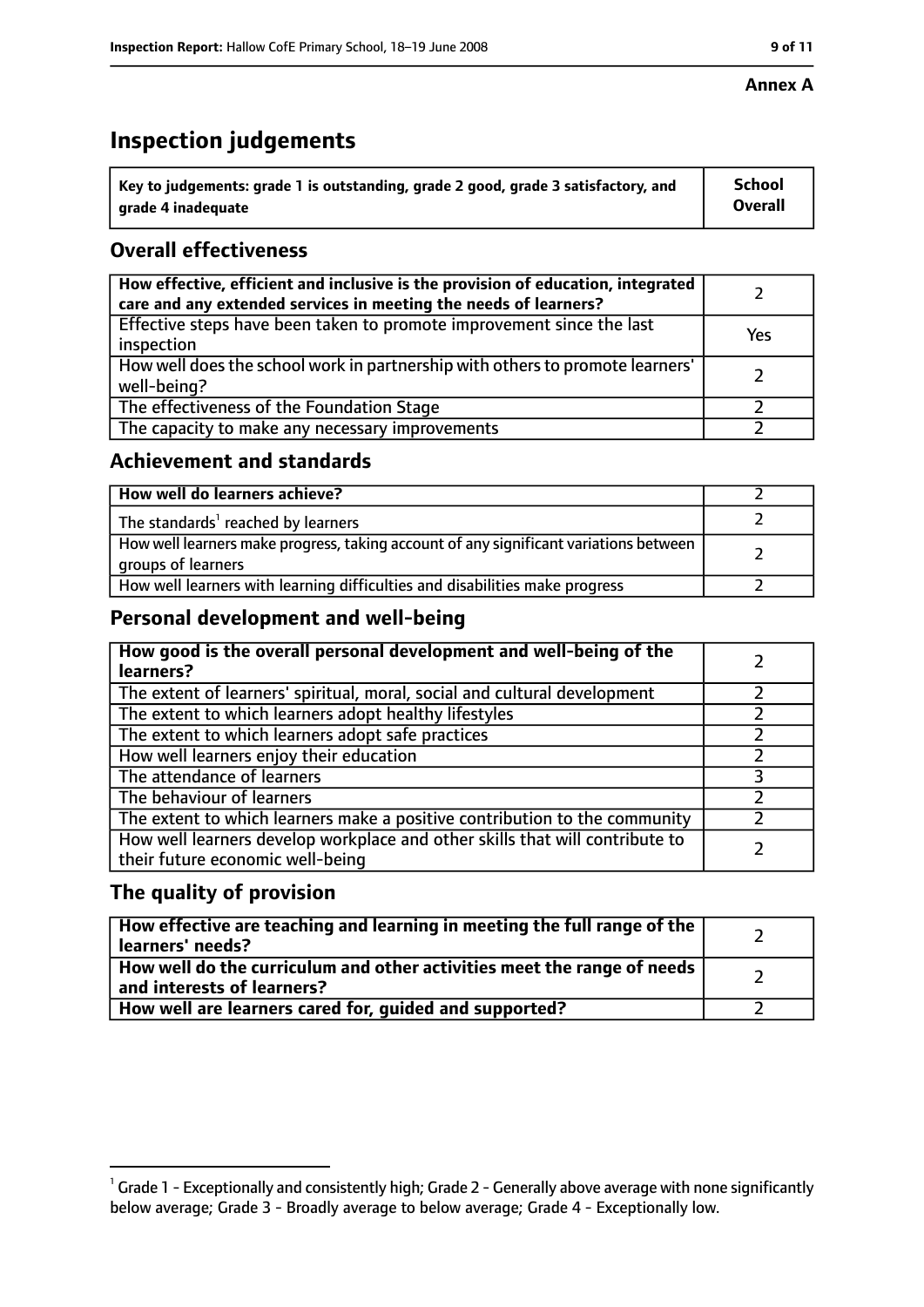**Annex A**

# Inspection judgements

| Key to judgements: grade 1 is outstanding, grade 2 good, grade 3 satisfactory, and grade 4 inadequate | School Overall |
|---|---|

## Overall effectiveness

| | |
|---|---|
| **How effective, efficient and inclusive is the provision of education, integrated care and any extended services in meeting the needs of learners?** | 2 |
| Effective steps have been taken to promote improvement since the last inspection | Yes |
| How well does the school work in partnership with others to promote learners' well-being? | 2 |
| The effectiveness of the Foundation Stage | 2 |
| The capacity to make any necessary improvements | 2 |

## Achievement and standards

| | |
|---|---|
| **How well do learners achieve?** | 2 |
| The standards[1] reached by learners | 2 |
| How well learners make progress, taking account of any significant variations between groups of learners | 2 |
| How well learners with learning difficulties and disabilities make progress | 2 |

## Personal development and well-being

| | |
|---|---|
| **How good is the overall personal development and well-being of the learners?** | 2 |
| The extent of learners' spiritual, moral, social and cultural development | 2 |
| The extent to which learners adopt healthy lifestyles | 2 |
| The extent to which learners adopt safe practices | 2 |
| How well learners enjoy their education | 2 |
| The attendance of learners | 3 |
| The behaviour of learners | 2 |
| The extent to which learners make a positive contribution to the community | 2 |
| How well learners develop workplace and other skills that will contribute to their future economic well-being | 2 |

## The quality of provision

| | |
|---|---|
| **How effective are teaching and learning in meeting the full range of the learners' needs?** | 2 |
| **How well do the curriculum and other activities meet the range of needs and interests of learners?** | 2 |
| **How well are learners cared for, guided and supported?** | 2 |

[1] Grade 1 - Exceptionally and consistently high; Grade 2 - Generally above average with none significantly below average; Grade 3 - Broadly average to below average; Grade 4 - Exceptionally low.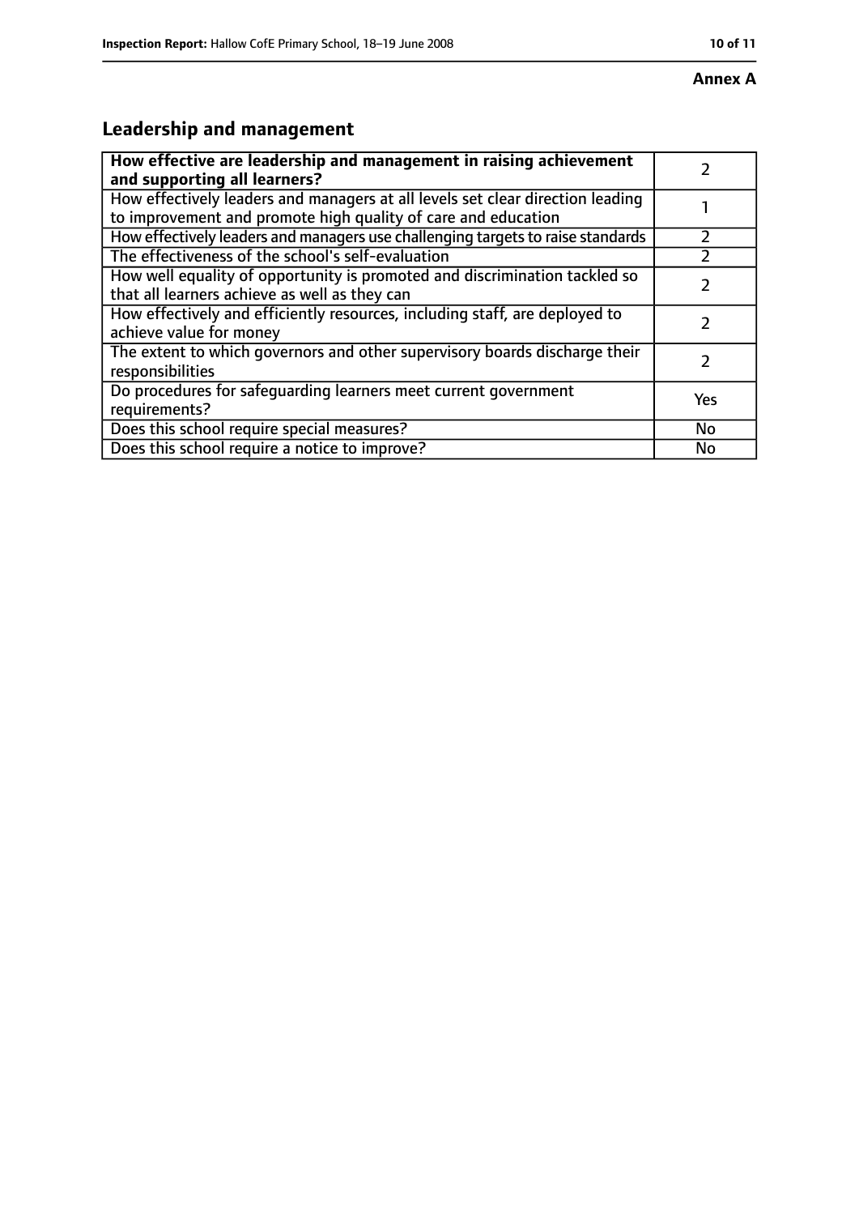**Annex A**

## Leadership and management

| | |
|---|---|
| **How effective are leadership and management in raising achievement and supporting all learners?** | 2 |
| How effectively leaders and managers at all levels set clear direction leading to improvement and promote high quality of care and education | 1 |
| How effectively leaders and managers use challenging targets to raise standards | 2 |
| The effectiveness of the school's self-evaluation | 2 |
| How well equality of opportunity is promoted and discrimination tackled so that all learners achieve as well as they can | 2 |
| How effectively and efficiently resources, including staff, are deployed to achieve value for money | 2 |
| The extent to which governors and other supervisory boards discharge their responsibilities | 2 |
| Do procedures for safeguarding learners meet current government requirements? | Yes |
| Does this school require special measures? | No |
| Does this school require a notice to improve? | No |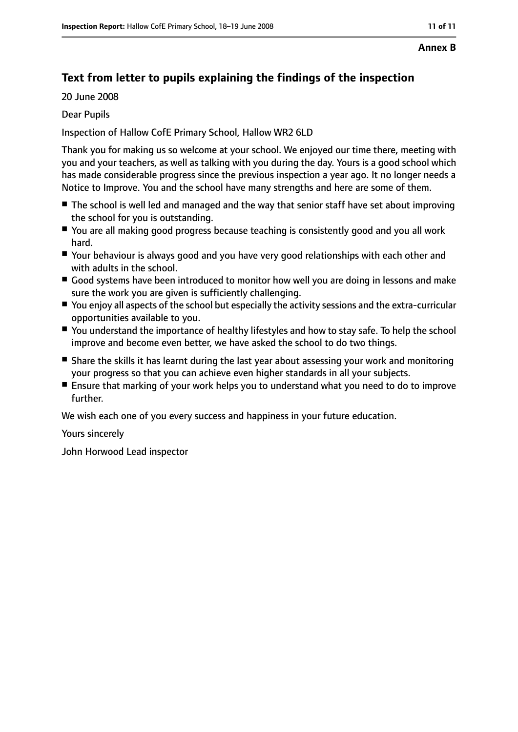**Annex B**

## Text from letter to pupils explaining the findings of the inspection

20 June 2008

Dear Pupils

Inspection of Hallow CofE Primary School, Hallow WR2 6LD

Thank you for making us so welcome at your school. We enjoyed our time there, meeting with you and your teachers, as well as talking with you during the day. Yours is a good school which has made considerable progress since the previous inspection a year ago. It no longer needs a Notice to Improve. You and the school have many strengths and here are some of them.

- The school is well led and managed and the way that senior staff have set about improving the school for you is outstanding.
- You are all making good progress because teaching is consistently good and you all work hard.
- Your behaviour is always good and you have very good relationships with each other and with adults in the school.
- Good systems have been introduced to monitor how well you are doing in lessons and make sure the work you are given is sufficiently challenging.
- You enjoy all aspects of the school but especially the activity sessions and the extra-curricular opportunities available to you.
- You understand the importance of healthy lifestyles and how to stay safe. To help the school improve and become even better, we have asked the school to do two things.

- Share the skills it has learnt during the last year about assessing your work and monitoring your progress so that you can achieve even higher standards in all your subjects.
- Ensure that marking of your work helps you to understand what you need to do to improve further.

We wish each one of you every success and happiness in your future education.

Yours sincerely

John Horwood Lead inspector